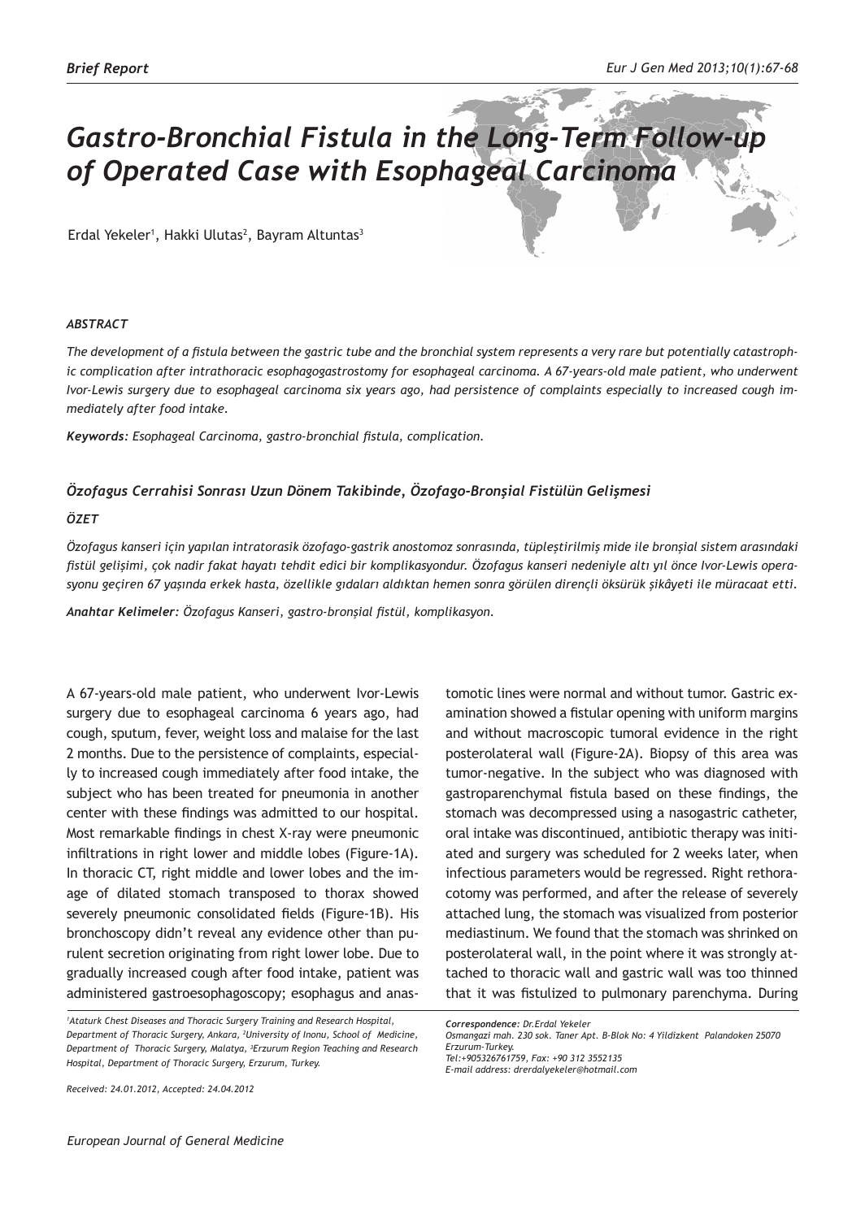*Brief Report*

# *Gastro-Bronchial Fistula in the Long-Term Follow-up of Operated Case with Esophageal Carcinoma*

Erdal Yekeler[1], Hakki Ulutas[2], Bayram Altuntas[3]

### *ABSTRACT*

*The development of a fistula between the gastric tube and the bronchial system represents a very rare but potentially catastrophic complication after intrathoracic esophagogastrostomy for esophageal carcinoma. A 67-years-old male patient, who underwent Ivor-Lewis surgery due to esophageal carcinoma six years ago, had persistence of complaints especially to increased cough immediately after food intake.*

***Keywords:*** *Esophageal Carcinoma, gastro-bronchial fistula, complication.*

### *Özofagus Cerrahisi Sonrası Uzun Dönem Takibinde, Özofago-Bronşial Fistülün Gelişmesi*

### *ÖZET*

*Özofagus kanseri için yapılan intratorasik özofago-gastrik anostomoz sonrasında, tüpleştirilmiş mide ile bronşial sistem arasındaki fistül gelişimi, çok nadir fakat hayatı tehdit edici bir komplikasyondur. Özofagus kanseri nedeniyle altı yıl önce Ivor-Lewis operasyonu geçiren 67 yaşında erkek hasta, özellikle gıdaları aldıktan hemen sonra görülen dirençli öksürük şikâyeti ile müracaat etti.*

***Anahtar Kelimeler:*** *Özofagus Kanseri, gastro-bronşial fistül, komplikasyon.*

A 67-years-old male patient, who underwent Ivor-Lewis surgery due to esophageal carcinoma 6 years ago, had cough, sputum, fever, weight loss and malaise for the last 2 months. Due to the persistence of complaints, especially to increased cough immediately after food intake, the subject who has been treated for pneumonia in another center with these findings was admitted to our hospital. Most remarkable findings in chest X-ray were pneumonic infiltrations in right lower and middle lobes (Figure-1A). In thoracic CT, right middle and lower lobes and the image of dilated stomach transposed to thorax showed severely pneumonic consolidated fields (Figure-1B). His bronchoscopy didn't reveal any evidence other than purulent secretion originating from right lower lobe. Due to gradually increased cough after food intake, patient was administered gastroesophagoscopy; esophagus and anastomotic lines were normal and without tumor. Gastric examination showed a fistular opening with uniform margins and without macroscopic tumoral evidence in the right posterolateral wall (Figure-2A). Biopsy of this area was tumor-negative. In the subject who was diagnosed with gastroparenchymal fistula based on these findings, the stomach was decompressed using a nasogastric catheter, oral intake was discontinued, antibiotic therapy was initiated and surgery was scheduled for 2 weeks later, when infectious parameters would be regressed. Right rethoracotomy was performed, and after the release of severely attached lung, the stomach was visualized from posterior mediastinum. We found that the stomach was shrinked on posterolateral wall, in the point where it was strongly attached to thoracic wall and gastric wall was too thinned that it was fistulized to pulmonary parenchyma. During

*[1]Ataturk Chest Diseases and Thoracic Surgery Training and Research Hospital, Department of Thoracic Surgery, Ankara, [2]University of Inonu, School of Medicine, Department of Thoracic Surgery, Malatya, [3]Erzurum Region Teaching and Research Hospital, Department of Thoracic Surgery, Erzurum, Turkey.*

*Received: 24.01.2012, Accepted: 24.04.2012*

***Correspondence:*** *Dr.Erdal Yekeler*
*Osmangazi mah. 230 sok. Taner Apt. B-Blok No: 4 Yildizkent Palandoken 25070 Erzurum-Turkey.*
*Tel:+905326761759, Fax: +90 312 3552135*
*E-mail address: drerdalyekeler@hotmail.com*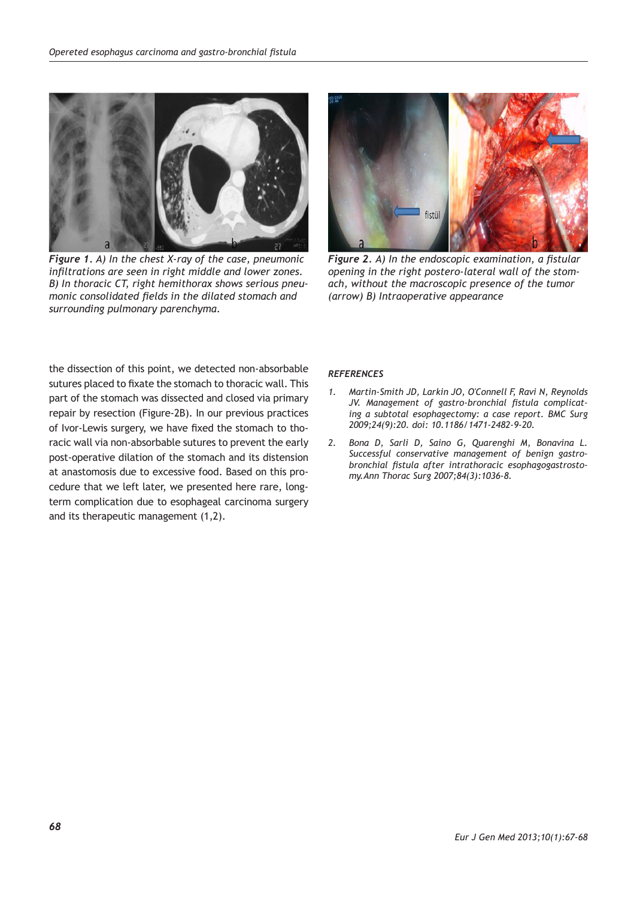*Figure 1. A) In the chest X-ray of the case, pneumonic infiltrations are seen in right middle and lower zones. B) In thoracic CT, right hemithorax shows serious pneumonic consolidated fields in the dilated stomach and surrounding pulmonary parenchyma.*

*Figure 2. A) In the endoscopic examination, a fistular opening in the right postero-lateral wall of the stomach, without the macroscopic presence of the tumor (arrow) B) Intraoperative appearance*

the dissection of this point, we detected non-absorbable sutures placed to fixate the stomach to thoracic wall. This part of the stomach was dissected and closed via primary repair by resection (Figure-2B). In our previous practices of Ivor-Lewis surgery, we have fixed the stomach to thoracic wall via non-absorbable sutures to prevent the early post-operative dilation of the stomach and its distension at anastomosis due to excessive food. Based on this procedure that we left later, we presented here rare, long-term complication due to esophageal carcinoma surgery and its therapeutic management (1,2).

## REFERENCES

1. *Martin-Smith JD, Larkin JO, O'Connell F, Ravi N, Reynolds JV. Management of gastro-bronchial fistula complicating a subtotal esophagectomy: a case report. BMC Surg 2009;24(9):20. doi: 10.1186/1471-2482-9-20.*
2. *Bona D, Sarli D, Saino G, Quarenghi M, Bonavina L. Successful conservative management of benign gastro-bronchial fistula after intrathoracic esophagogastrostomy. Ann Thorac Surg 2007;84(3):1036-8.*